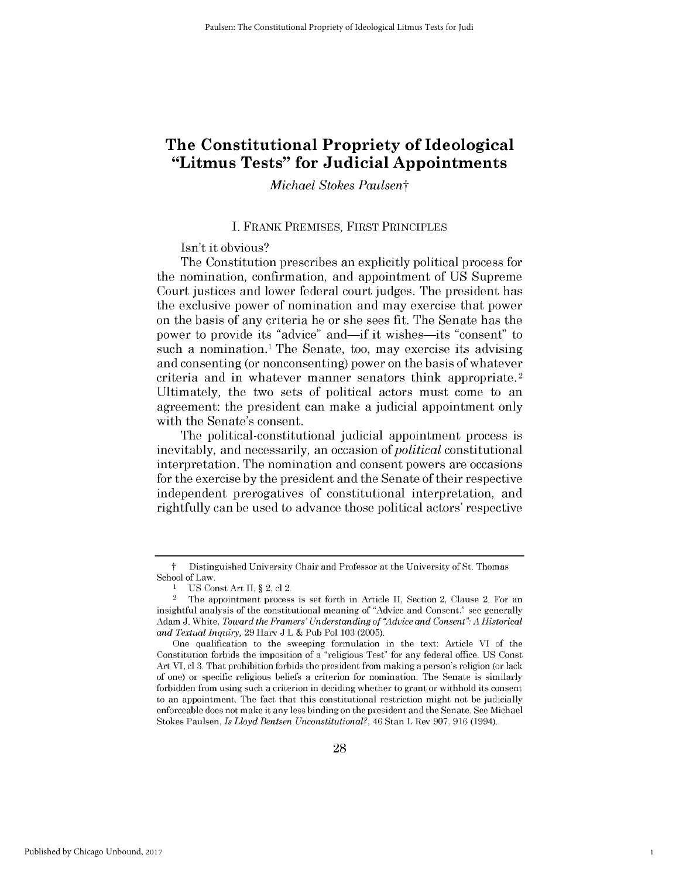# The Constitutional Propriety of Ideological "Litmus Tests" for Judicial Appointments

*Michael Stokes Paulsen*†

## I. Frank Premises, First Principles

Isn't it obvious?

The Constitution prescribes an explicitly political process for the nomination, confirmation, and appointment of US Supreme Court justices and lower federal court judges. The president has the exclusive power of nomination and may exercise that power on the basis of any criteria he or she sees fit. The Senate has the power to provide its "advice" and—if it wishes—its "consent" to such a nomination.[1] The Senate, too, may exercise its advising and consenting (or nonconsenting) power on the basis of whatever criteria and in whatever manner senators think appropriate.[2] Ultimately, the two sets of political actors must come to an agreement: the president can make a judicial appointment only with the Senate's consent.

The political-constitutional judicial appointment process is inevitably, and necessarily, an occasion of *political* constitutional interpretation. The nomination and consent powers are occasions for the exercise by the president and the Senate of their respective independent prerogatives of constitutional interpretation, and rightfully can be used to advance those political actors' respective

---

† Distinguished University Chair and Professor at the University of St. Thomas School of Law.

[1] US Const Art II, § 2, cl 2.

[2] The appointment process is set forth in Article II, Section 2, Clause 2. For an insightful analysis of the constitutional meaning of "Advice and Consent," see generally Adam J. White, *Toward the Framers' Understanding of "Advice and Consent": A Historical and Textual Inquiry*, 29 Harv J L & Pub Pol 103 (2005).

One qualification to the sweeping formulation in the text: Article VI of the Constitution forbids the imposition of a "religious Test" for any federal office. US Const Art VI, cl 3. That prohibition forbids the president from making a person's religion (or lack of one) or specific religious beliefs a criterion for nomination. The Senate is similarly forbidden from using such a criterion in deciding whether to grant or withhold its consent to an appointment. The fact that this constitutional restriction might not be judicially enforceable does not make it any less binding on the president and the Senate. See Michael Stokes Paulsen, *Is Lloyd Bentsen Unconstitutional?*, 46 Stan L Rev 907, 916 (1994).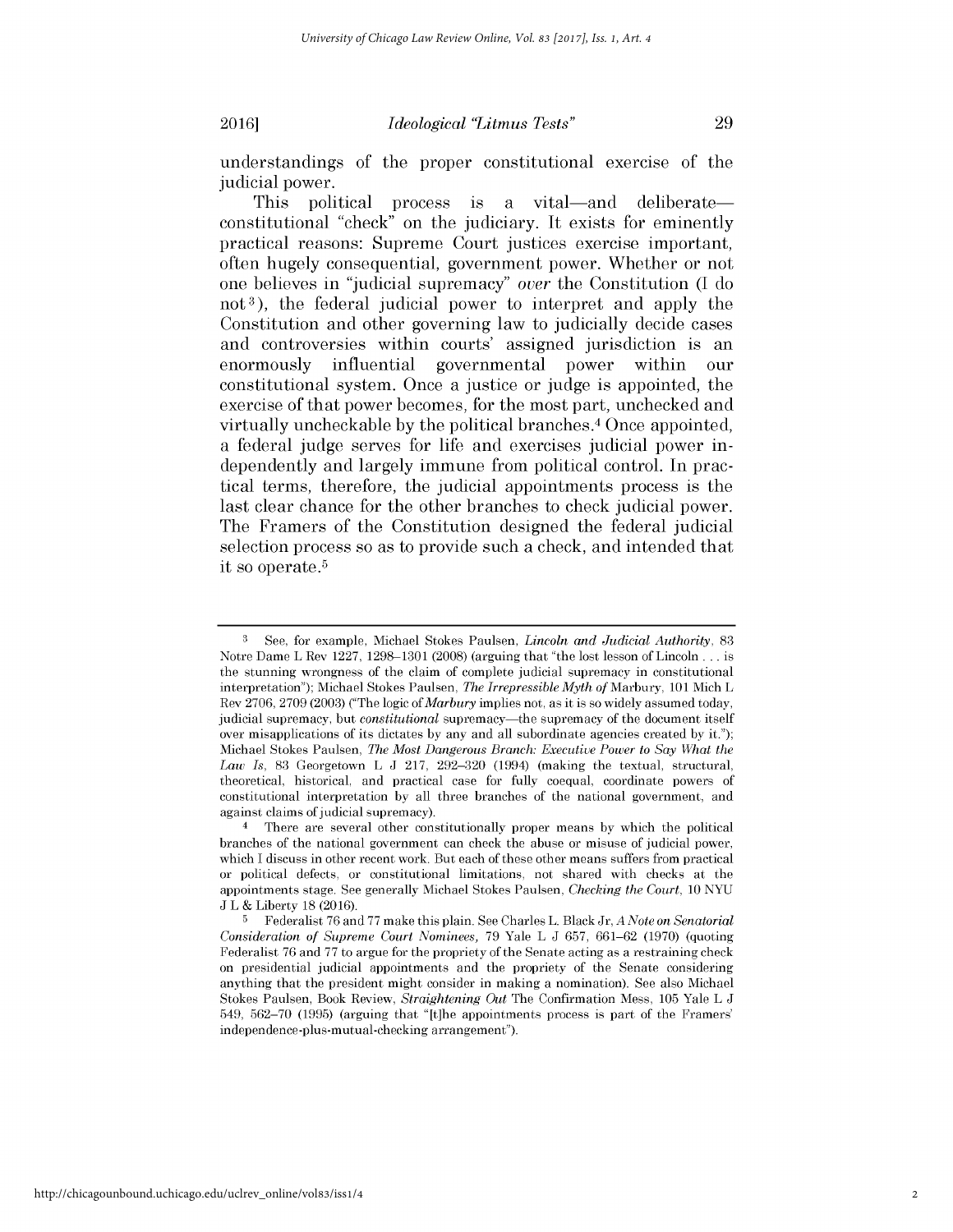understandings of the proper constitutional exercise of the judicial power.

This political process is a vital—and deliberate—constitutional "check" on the judiciary. It exists for eminently practical reasons: Supreme Court justices exercise important, often hugely consequential, government power. Whether or not one believes in "judicial supremacy" *over* the Constitution (I do not[3]), the federal judicial power to interpret and apply the Constitution and other governing law to judicially decide cases and controversies within courts' assigned jurisdiction is an enormously influential governmental power within our constitutional system. Once a justice or judge is appointed, the exercise of that power becomes, for the most part, unchecked and virtually uncheckable by the political branches.[4] Once appointed, a federal judge serves for life and exercises judicial power independently and largely immune from political control. In practical terms, therefore, the judicial appointments process is the last clear chance for the other branches to check judicial power. The Framers of the Constitution designed the federal judicial selection process so as to provide such a check, and intended that it so operate.[5]

---

[3] See, for example, Michael Stokes Paulsen, *Lincoln and Judicial Authority*, 83 Notre Dame L Rev 1227, 1298–1301 (2008) (arguing that "the lost lesson of Lincoln . . . is the stunning wrongness of the claim of complete judicial supremacy in constitutional interpretation"); Michael Stokes Paulsen, *The Irrepressible Myth of* Marbury, 101 Mich L Rev 2706, 2709 (2003) ("The logic of *Marbury* implies not, as it is so widely assumed today, judicial supremacy, but *constitutional* supremacy—the supremacy of the document itself over misapplications of its dictates by any and all subordinate agencies created by it."); Michael Stokes Paulsen, *The Most Dangerous Branch: Executive Power to Say What the Law Is*, 83 Georgetown L J 217, 292–320 (1994) (making the textual, structural, theoretical, historical, and practical case for fully coequal, coordinate powers of constitutional interpretation by all three branches of the national government, and against claims of judicial supremacy).

[4] There are several other constitutionally proper means by which the political branches of the national government can check the abuse or misuse of judicial power, which I discuss in other recent work. But each of these other means suffers from practical or political defects, or constitutional limitations, not shared with checks at the appointments stage. See generally Michael Stokes Paulsen, *Checking the Court*, 10 NYU J L & Liberty 18 (2016).

[5] Federalist 76 and 77 make this plain. See Charles L. Black Jr, *A Note on Senatorial Consideration of Supreme Court Nominees*, 79 Yale L J 657, 661–62 (1970) (quoting Federalist 76 and 77 to argue for the propriety of the Senate acting as a restraining check on presidential judicial appointments and the propriety of the Senate considering anything that the president might consider in making a nomination). See also Michael Stokes Paulsen, Book Review, *Straightening Out* The Confirmation Mess, 105 Yale L J 549, 562–70 (1995) (arguing that "[t]he appointments process is part of the Framers' independence-plus-mutual-checking arrangement").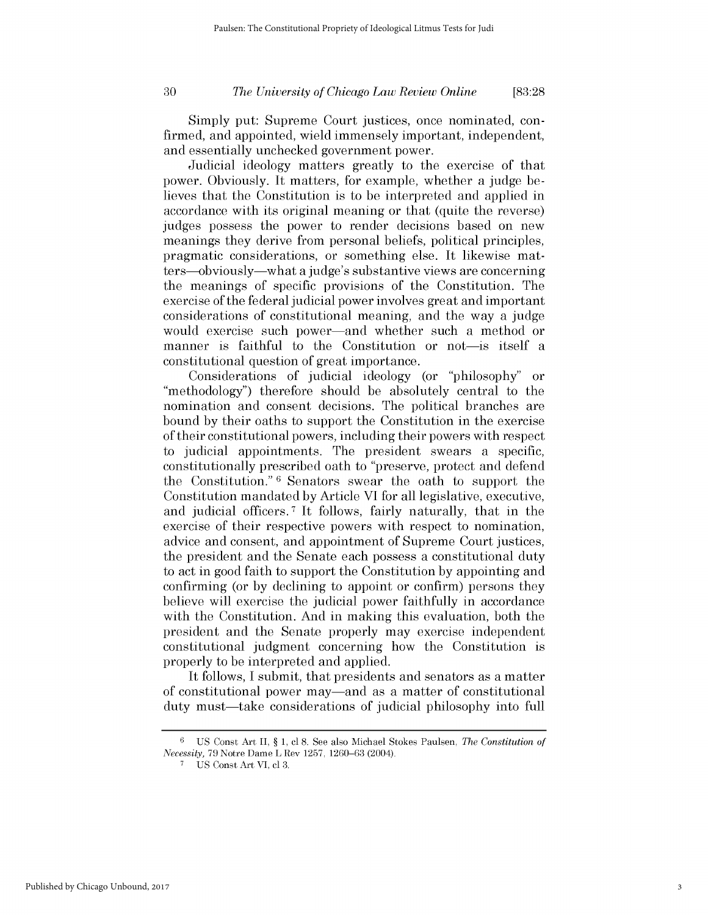Simply put: Supreme Court justices, once nominated, confirmed, and appointed, wield immensely important, independent, and essentially unchecked government power.

Judicial ideology matters greatly to the exercise of that power. Obviously. It matters, for example, whether a judge believes that the Constitution is to be interpreted and applied in accordance with its original meaning or that (quite the reverse) judges possess the power to render decisions based on new meanings they derive from personal beliefs, political principles, pragmatic considerations, or something else. It likewise matters—obviously—what a judge's substantive views are concerning the meanings of specific provisions of the Constitution. The exercise of the federal judicial power involves great and important considerations of constitutional meaning, and the way a judge would exercise such power—and whether such a method or manner is faithful to the Constitution or not—is itself a constitutional question of great importance.

Considerations of judicial ideology (or "philosophy" or "methodology") therefore should be absolutely central to the nomination and consent decisions. The political branches are bound by their oaths to support the Constitution in the exercise of their constitutional powers, including their powers with respect to judicial appointments. The president swears a specific, constitutionally prescribed oath to "preserve, protect and defend the Constitution."[6] Senators swear the oath to support the Constitution mandated by Article VI for all legislative, executive, and judicial officers.[7] It follows, fairly naturally, that in the exercise of their respective powers with respect to nomination, advice and consent, and appointment of Supreme Court justices, the president and the Senate each possess a constitutional duty to act in good faith to support the Constitution by appointing and confirming (or by declining to appoint or confirm) persons they believe will exercise the judicial power faithfully in accordance with the Constitution. And in making this evaluation, both the president and the Senate properly may exercise independent constitutional judgment concerning how the Constitution is properly to be interpreted and applied.

It follows, I submit, that presidents and senators as a matter of constitutional power may—and as a matter of constitutional duty must—take considerations of judicial philosophy into full

---

[6] US Const Art II, § 1, cl 8. See also Michael Stokes Paulsen, *The Constitution of Necessity*, 79 Notre Dame L Rev 1257, 1260–63 (2004).

[7] US Const Art VI, cl 3.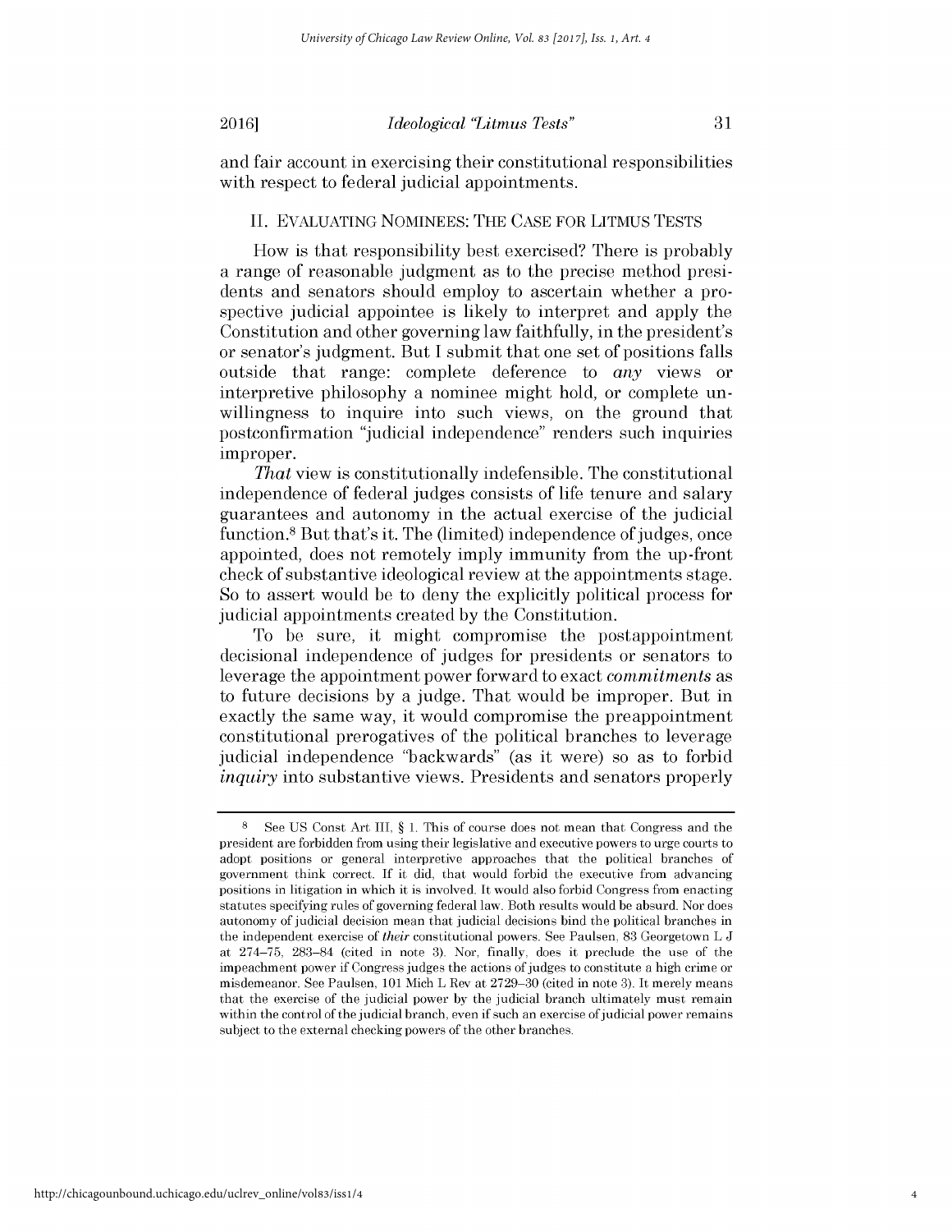and fair account in exercising their constitutional responsibilities with respect to federal judicial appointments.

## II. EVALUATING NOMINEES: THE CASE FOR LITMUS TESTS

How is that responsibility best exercised? There is probably a range of reasonable judgment as to the precise method presidents and senators should employ to ascertain whether a prospective judicial appointee is likely to interpret and apply the Constitution and other governing law faithfully, in the president's or senator's judgment. But I submit that one set of positions falls outside that range: complete deference to *any* views or interpretive philosophy a nominee might hold, or complete unwillingness to inquire into such views, on the ground that postconfirmation "judicial independence" renders such inquiries improper.

*That* view is constitutionally indefensible. The constitutional independence of federal judges consists of life tenure and salary guarantees and autonomy in the actual exercise of the judicial function.[8] But that's it. The (limited) independence of judges, once appointed, does not remotely imply immunity from the up-front check of substantive ideological review at the appointments stage. So to assert would be to deny the explicitly political process for judicial appointments created by the Constitution.

To be sure, it might compromise the postappointment decisional independence of judges for presidents or senators to leverage the appointment power forward to exact *commitments* as to future decisions by a judge. That would be improper. But in exactly the same way, it would compromise the preappointment constitutional prerogatives of the political branches to leverage judicial independence "backwards" (as it were) so as to forbid *inquiry* into substantive views. Presidents and senators properly

---

[8] See US Const Art III, § 1. This of course does not mean that Congress and the president are forbidden from using their legislative and executive powers to urge courts to adopt positions or general interpretive approaches that the political branches of government think correct. If it did, that would forbid the executive from advancing positions in litigation in which it is involved. It would also forbid Congress from enacting statutes specifying rules of governing federal law. Both results would be absurd. Nor does autonomy of judicial decision mean that judicial decisions bind the political branches in the independent exercise of *their* constitutional powers. See Paulsen, 83 Georgetown L J at 274–75, 283–84 (cited in note 3). Nor, finally, does it preclude the use of the impeachment power if Congress judges the actions of judges to constitute a high crime or misdemeanor. See Paulsen, 101 Mich L Rev at 2729–30 (cited in note 3). It merely means that the exercise of the judicial power by the judicial branch ultimately must remain within the control of the judicial branch, even if such an exercise of judicial power remains subject to the external checking powers of the other branches.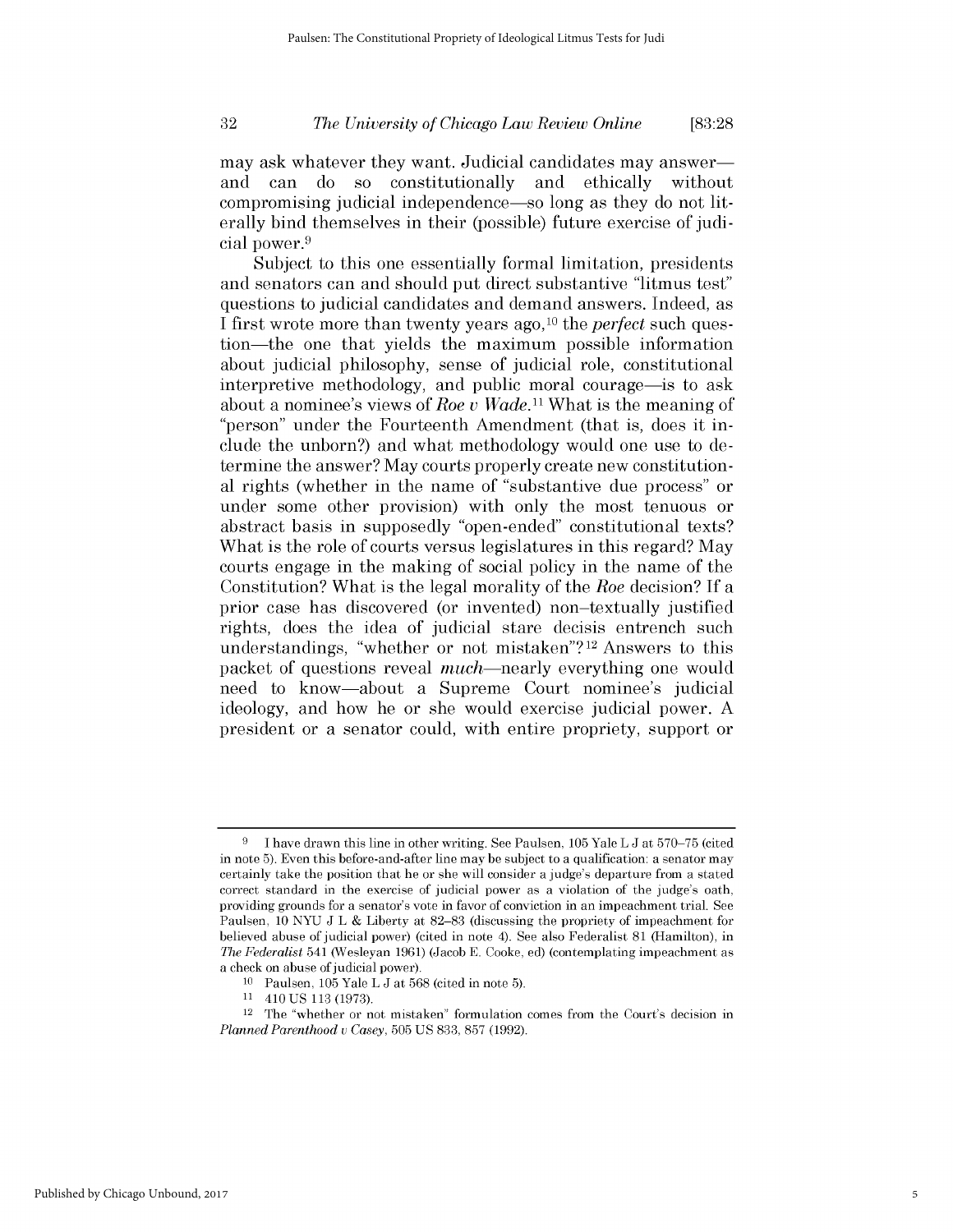may ask whatever they want. Judicial candidates may answer—and can do so constitutionally and ethically without compromising judicial independence—so long as they do not literally bind themselves in their (possible) future exercise of judicial power.[9]

Subject to this one essentially formal limitation, presidents and senators can and should put direct substantive "litmus test" questions to judicial candidates and demand answers. Indeed, as I first wrote more than twenty years ago,[10] the *perfect* such question—the one that yields the maximum possible information about judicial philosophy, sense of judicial role, constitutional interpretive methodology, and public moral courage—is to ask about a nominee's views of *Roe v Wade*.[11] What is the meaning of "person" under the Fourteenth Amendment (that is, does it include the unborn?) and what methodology would one use to determine the answer? May courts properly create new constitutional rights (whether in the name of "substantive due process" or under some other provision) with only the most tenuous or abstract basis in supposedly "open-ended" constitutional texts? What is the role of courts versus legislatures in this regard? May courts engage in the making of social policy in the name of the Constitution? What is the legal morality of the *Roe* decision? If a prior case has discovered (or invented) non–textually justified rights, does the idea of judicial stare decisis entrench such understandings, "whether or not mistaken"?[12] Answers to this packet of questions reveal *much*—nearly everything one would need to know—about a Supreme Court nominee's judicial ideology, and how he or she would exercise judicial power. A president or a senator could, with entire propriety, support or

---

[9] I have drawn this line in other writing. See Paulsen, 105 Yale L J at 570–75 (cited in note 5). Even this before-and-after line may be subject to a qualification: a senator may certainly take the position that he or she will consider a judge's departure from a stated correct standard in the exercise of judicial power as a violation of the judge's oath, providing grounds for a senator's vote in favor of conviction in an impeachment trial. See Paulsen, 10 NYU J L & Liberty at 82–83 (discussing the propriety of impeachment for believed abuse of judicial power) (cited in note 4). See also Federalist 81 (Hamilton), in *The Federalist* 541 (Wesleyan 1961) (Jacob E. Cooke, ed) (contemplating impeachment as a check on abuse of judicial power).

[10] Paulsen, 105 Yale L J at 568 (cited in note 5).

[11] 410 US 113 (1973).

[12] The "whether or not mistaken" formulation comes from the Court's decision in *Planned Parenthood v Casey*, 505 US 833, 857 (1992).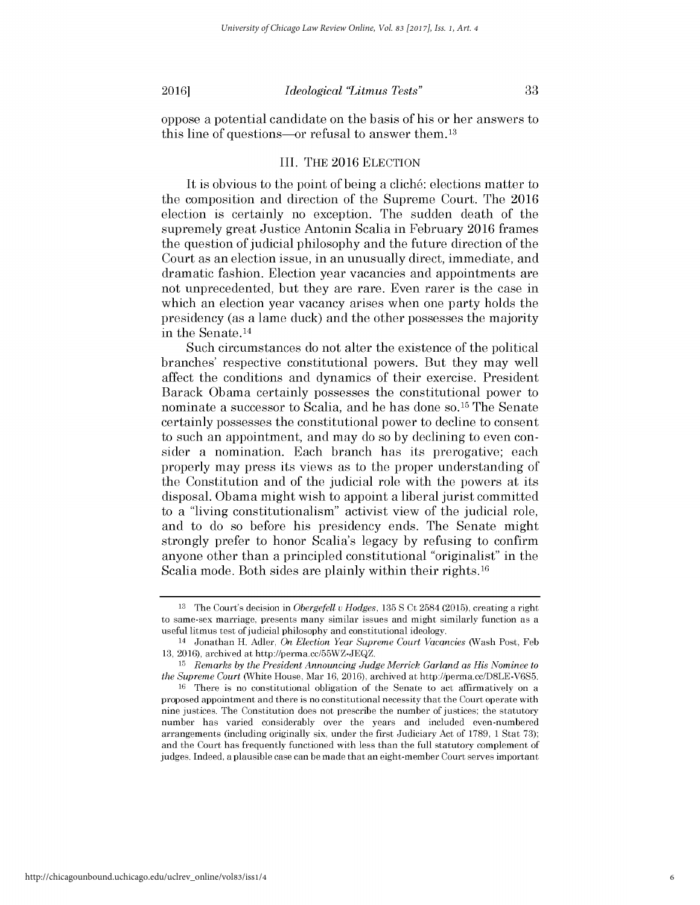oppose a potential candidate on the basis of his or her answers to this line of questions—or refusal to answer them.[13]

## III. The 2016 Election

It is obvious to the point of being a cliché: elections matter to the composition and direction of the Supreme Court. The 2016 election is certainly no exception. The sudden death of the supremely great Justice Antonin Scalia in February 2016 frames the question of judicial philosophy and the future direction of the Court as an election issue, in an unusually direct, immediate, and dramatic fashion. Election year vacancies and appointments are not unprecedented, but they are rare. Even rarer is the case in which an election year vacancy arises when one party holds the presidency (as a lame duck) and the other possesses the majority in the Senate.[14]

Such circumstances do not alter the existence of the political branches' respective constitutional powers. But they may well affect the conditions and dynamics of their exercise. President Barack Obama certainly possesses the constitutional power to nominate a successor to Scalia, and he has done so.[15] The Senate certainly possesses the constitutional power to decline to consent to such an appointment, and may do so by declining to even consider a nomination. Each branch has its prerogative; each properly may press its views as to the proper understanding of the Constitution and of the judicial role with the powers at its disposal. Obama might wish to appoint a liberal jurist committed to a "living constitutionalism" activist view of the judicial role, and to do so before his presidency ends. The Senate might strongly prefer to honor Scalia's legacy by refusing to confirm anyone other than a principled constitutional "originalist" in the Scalia mode. Both sides are plainly within their rights.[16]

---

[13] The Court's decision in *Obergefell v Hodges*, 135 S Ct 2584 (2015), creating a right to same-sex marriage, presents many similar issues and might similarly function as a useful litmus test of judicial philosophy and constitutional ideology.

[14] Jonathan H. Adler, *On Election Year Supreme Court Vacancies* (Wash Post, Feb 13, 2016), archived at http://perma.cc/55WZ-JEQZ.

[15] *Remarks by the President Announcing Judge Merrick Garland as His Nominee to the Supreme Court* (White House, Mar 16, 2016), archived at http://perma.cc/D8LE-V6S5.

[16] There is no constitutional obligation of the Senate to act affirmatively on a proposed appointment and there is no constitutional necessity that the Court operate with nine justices. The Constitution does not prescribe the number of justices; the statutory number has varied considerably over the years and included even-numbered arrangements (including originally six, under the first Judiciary Act of 1789, 1 Stat 73); and the Court has frequently functioned with less than the full statutory complement of judges. Indeed, a plausible case can be made that an eight-member Court serves important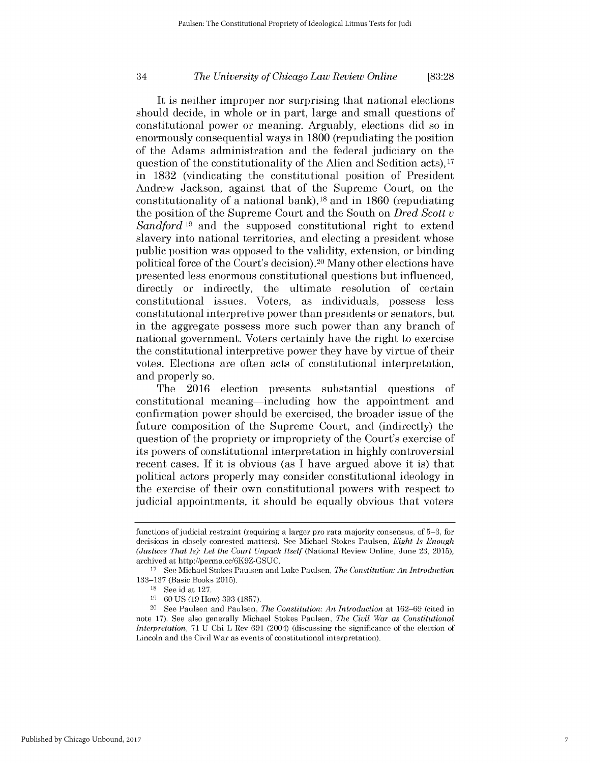It is neither improper nor surprising that national elections should decide, in whole or in part, large and small questions of constitutional power or meaning. Arguably, elections did so in enormously consequential ways in 1800 (repudiating the position of the Adams administration and the federal judiciary on the question of the constitutionality of the Alien and Sedition acts),[17] in 1832 (vindicating the constitutional position of President Andrew Jackson, against that of the Supreme Court, on the constitutionality of a national bank),[18] and in 1860 (repudiating the position of the Supreme Court and the South on *Dred Scott v Sandford*[19] and the supposed constitutional right to extend slavery into national territories, and electing a president whose public position was opposed to the validity, extension, or binding political force of the Court's decision).[20] Many other elections have presented less enormous constitutional questions but influenced, directly or indirectly, the ultimate resolution of certain constitutional issues. Voters, as individuals, possess less constitutional interpretive power than presidents or senators, but in the aggregate possess more such power than any branch of national government. Voters certainly have the right to exercise the constitutional interpretive power they have by virtue of their votes. Elections are often acts of constitutional interpretation, and properly so.

The 2016 election presents substantial questions of constitutional meaning—including how the appointment and confirmation power should be exercised, the broader issue of the future composition of the Supreme Court, and (indirectly) the question of the propriety or impropriety of the Court's exercise of its powers of constitutional interpretation in highly controversial recent cases. If it is obvious (as I have argued above it is) that political actors properly may consider constitutional ideology in the exercise of their own constitutional powers with respect to judicial appointments, it should be equally obvious that voters

---

functions of judicial restraint (requiring a larger pro rata majority consensus, of 5–3, for decisions in closely contested matters). See Michael Stokes Paulsen, *Eight Is Enough (Justices That Is): Let the Court Unpack Itself* (National Review Online, June 23, 2015), archived at http://perma.cc/6K9Z-GSUC.

[17] See Michael Stokes Paulsen and Luke Paulsen, *The Constitution: An Introduction* 133–137 (Basic Books 2015).

[18] See id at 127.

[19] 60 US (19 How) 393 (1857).

[20] See Paulsen and Paulsen, *The Constitution: An Introduction* at 162–69 (cited in note 17). See also generally Michael Stokes Paulsen, *The Civil War as Constitutional Interpretation*, 71 U Chi L Rev 691 (2004) (discussing the significance of the election of Lincoln and the Civil War as events of constitutional interpretation).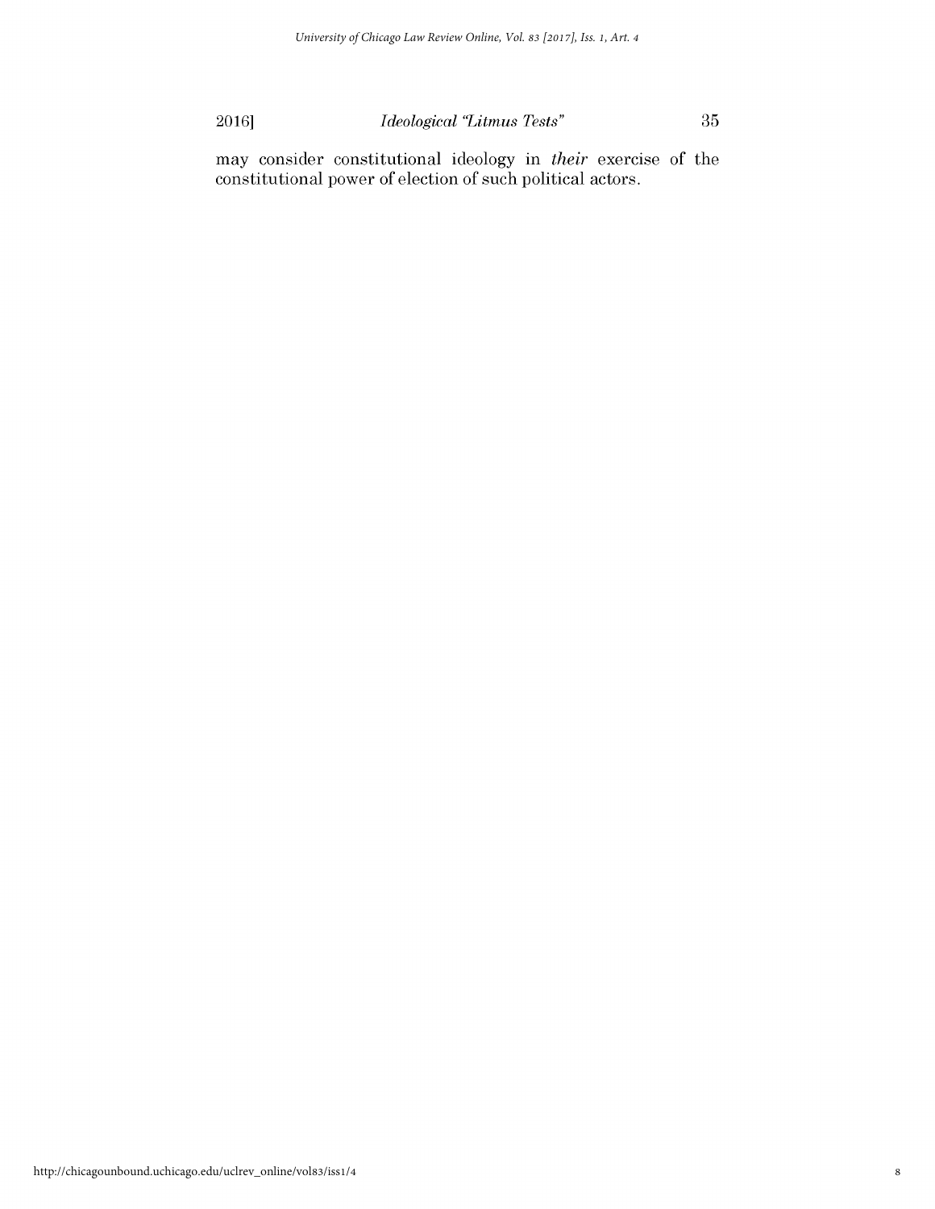may consider constitutional ideology in *their* exercise of the constitutional power of election of such political actors.